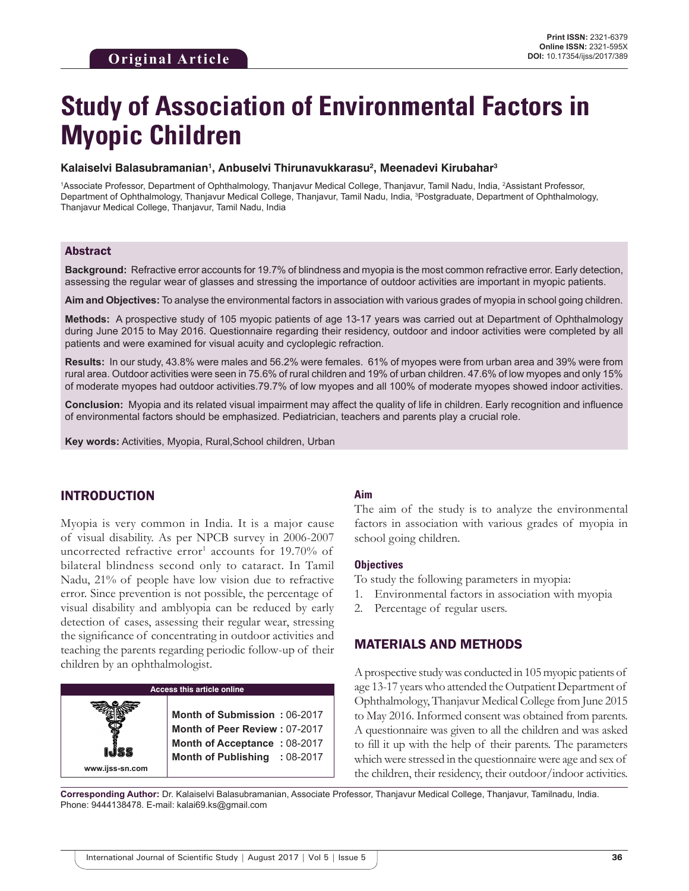**Original Article**

# Study of Association of Environmental Factors in Myopic Children

**Kalaiselvi Balasubramanian[1], Anbuselvi Thirunavukkarasu[2], Meenadevi Kirubahar[3]**

[1]Associate Professor, Department of Ophthalmology, Thanjavur Medical College, Thanjavur, Tamil Nadu, India, [2]Assistant Professor, Department of Ophthalmology, Thanjavur Medical College, Thanjavur, Tamil Nadu, India, [3]Postgraduate, Department of Ophthalmology, Thanjavur Medical College, Thanjavur, Tamil Nadu, India

## Abstract

**Background:** Refractive error accounts for 19.7% of blindness and myopia is the most common refractive error. Early detection, assessing the regular wear of glasses and stressing the importance of outdoor activities are important in myopic patients.

**Aim and Objectives:** To analyse the environmental factors in association with various grades of myopia in school going children.

**Methods:** A prospective study of 105 myopic patients of age 13-17 years was carried out at Department of Ophthalmology during June 2015 to May 2016. Questionnaire regarding their residency, outdoor and indoor activities were completed by all patients and were examined for visual acuity and cycloplegic refraction.

**Results:** In our study, 43.8% were males and 56.2% were females. 61% of myopes were from urban area and 39% were from rural area. Outdoor activities were seen in 75.6% of rural children and 19% of urban children. 47.6% of low myopes and only 15% of moderate myopes had outdoor activities.79.7% of low myopes and all 100% of moderate myopes showed indoor activities.

**Conclusion:** Myopia and its related visual impairment may affect the quality of life in children. Early recognition and influence of environmental factors should be emphasized. Pediatrician, teachers and parents play a crucial role.

**Key words:** Activities, Myopia, Rural,School children, Urban

## INTRODUCTION

Myopia is very common in India. It is a major cause of visual disability. As per NPCB survey in 2006-2007 uncorrected refractive error[1] accounts for 19.70% of bilateral blindness second only to cataract. In Tamil Nadu, 21% of people have low vision due to refractive error. Since prevention is not possible, the percentage of visual disability and amblyopia can be reduced by early detection of cases, assessing their regular wear, stressing the significance of concentrating in outdoor activities and teaching the parents regarding periodic follow-up of their children by an ophthalmologist.

| Access this article online | |
|---|---|
| www.ijss-sn.com | **Month of Submission :** 06-2017<br>**Month of Peer Review :** 07-2017<br>**Month of Acceptance :** 08-2017<br>**Month of Publishing :** 08-2017 |

### Aim

The aim of the study is to analyze the environmental factors in association with various grades of myopia in school going children.

### Objectives

To study the following parameters in myopia:

1. Environmental factors in association with myopia
2. Percentage of regular users.

## MATERIALS AND METHODS

A prospective study was conducted in 105 myopic patients of age 13-17 years who attended the Outpatient Department of Ophthalmology, Thanjavur Medical College from June 2015 to May 2016. Informed consent was obtained from parents. A questionnaire was given to all the children and was asked to fill it up with the help of their parents. The parameters which were stressed in the questionnaire were age and sex of the children, their residency, their outdoor/indoor activities.

**Corresponding Author:** Dr. Kalaiselvi Balasubramanian, Associate Professor, Thanjavur Medical College, Thanjavur, Tamilnadu, India. Phone: 9444138478. E-mail: kalai69.ks@gmail.com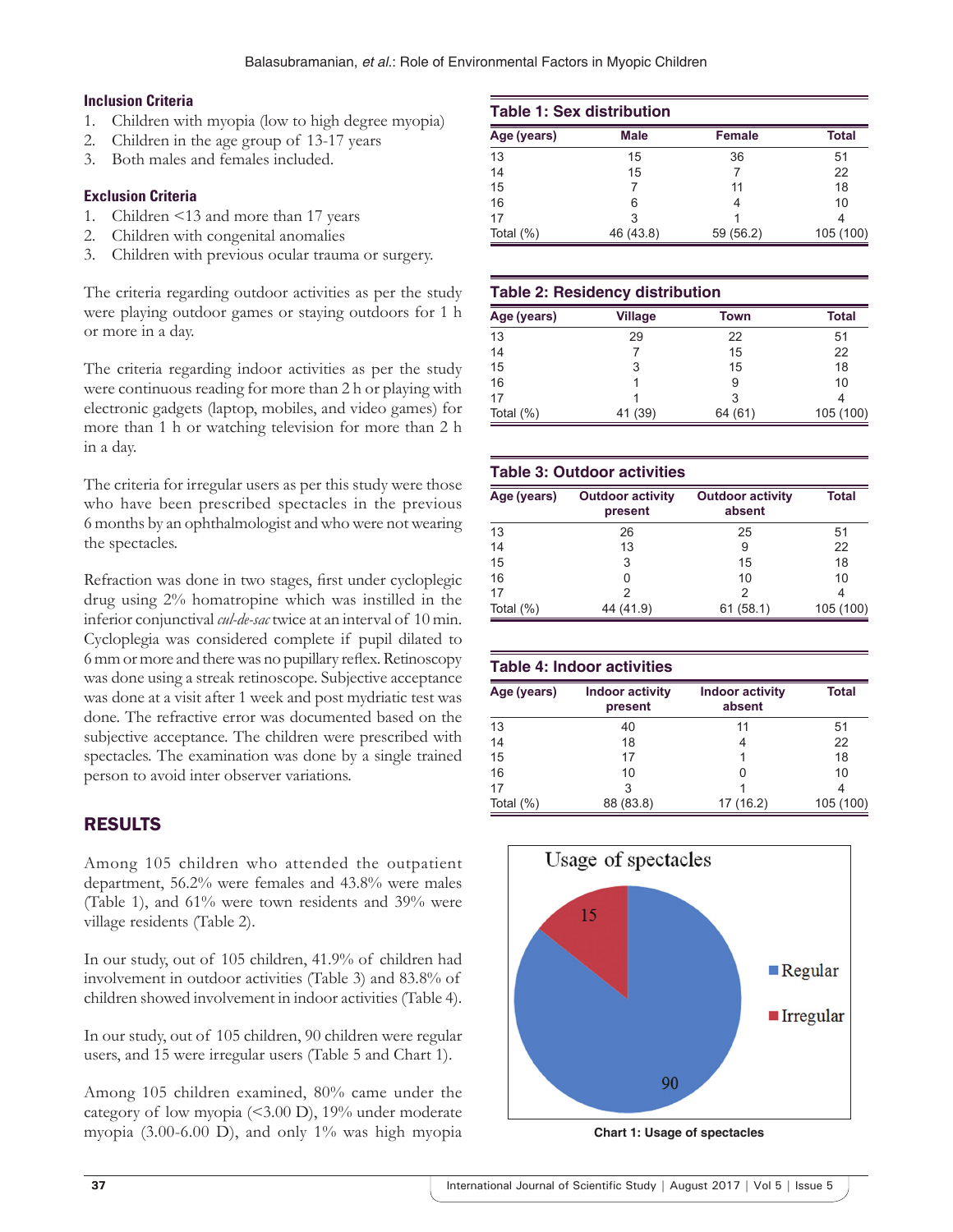### Inclusion Criteria

1. Children with myopia (low to high degree myopia)
2. Children in the age group of 13-17 years
3. Both males and females included.

### Exclusion Criteria

1. Children <13 and more than 17 years
2. Children with congenital anomalies
3. Children with previous ocular trauma or surgery.

The criteria regarding outdoor activities as per the study were playing outdoor games or staying outdoors for 1 h or more in a day.

The criteria regarding indoor activities as per the study were continuous reading for more than 2 h or playing with electronic gadgets (laptop, mobiles, and video games) for more than 1 h or watching television for more than 2 h in a day.

The criteria for irregular users as per this study were those who have been prescribed spectacles in the previous 6 months by an ophthalmologist and who were not wearing the spectacles.

Refraction was done in two stages, first under cycloplegic drug using 2% homatropine which was instilled in the inferior conjunctival *cul-de-sac* twice at an interval of 10 min. Cycloplegia was considered complete if pupil dilated to 6 mm or more and there was no pupillary reflex. Retinoscopy was done using a streak retinoscope. Subjective acceptance was done at a visit after 1 week and post mydriatic test was done. The refractive error was documented based on the subjective acceptance. The children were prescribed with spectacles. The examination was done by a single trained person to avoid inter observer variations.

## RESULTS

Among 105 children who attended the outpatient department, 56.2% were females and 43.8% were males (Table 1), and 61% were town residents and 39% were village residents (Table 2).

In our study, out of 105 children, 41.9% of children had involvement in outdoor activities (Table 3) and 83.8% of children showed involvement in indoor activities (Table 4).

In our study, out of 105 children, 90 children were regular users, and 15 were irregular users (Table 5 and Chart 1).

Among 105 children examined, 80% came under the category of low myopia (<3.00 D), 19% under moderate myopia (3.00-6.00 D), and only 1% was high myopia

**Table 1: Sex distribution**

| Age (years) | Male | Female | Total |
|---|---|---|---|
| 13 | 15 | 36 | 51 |
| 14 | 15 | 7 | 22 |
| 15 | 7 | 11 | 18 |
| 16 | 6 | 4 | 10 |
| 17 | 3 | 1 | 4 |
| Total (%) | 46 (43.8) | 59 (56.2) | 105 (100) |

**Table 2: Residency distribution**

| Age (years) | Village | Town | Total |
|---|---|---|---|
| 13 | 29 | 22 | 51 |
| 14 | 7 | 15 | 22 |
| 15 | 3 | 15 | 18 |
| 16 | 1 | 9 | 10 |
| 17 | 1 | 3 | 4 |
| Total (%) | 41 (39) | 64 (61) | 105 (100) |

**Table 3: Outdoor activities**

| Age (years) | Outdoor activity present | Outdoor activity absent | Total |
|---|---|---|---|
| 13 | 26 | 25 | 51 |
| 14 | 13 | 9 | 22 |
| 15 | 3 | 15 | 18 |
| 16 | 0 | 10 | 10 |
| 17 | 2 | 2 | 4 |
| Total (%) | 44 (41.9) | 61 (58.1) | 105 (100) |

**Table 4: Indoor activities**

| Age (years) | Indoor activity present | Indoor activity absent | Total |
|---|---|---|---|
| 13 | 40 | 11 | 51 |
| 14 | 18 | 4 | 22 |
| 15 | 17 | 1 | 18 |
| 16 | 10 | 0 | 10 |
| 17 | 3 | 1 | 4 |
| Total (%) | 88 (83.8) | 17 (16.2) | 105 (100) |

**Chart 1: Usage of spectacles**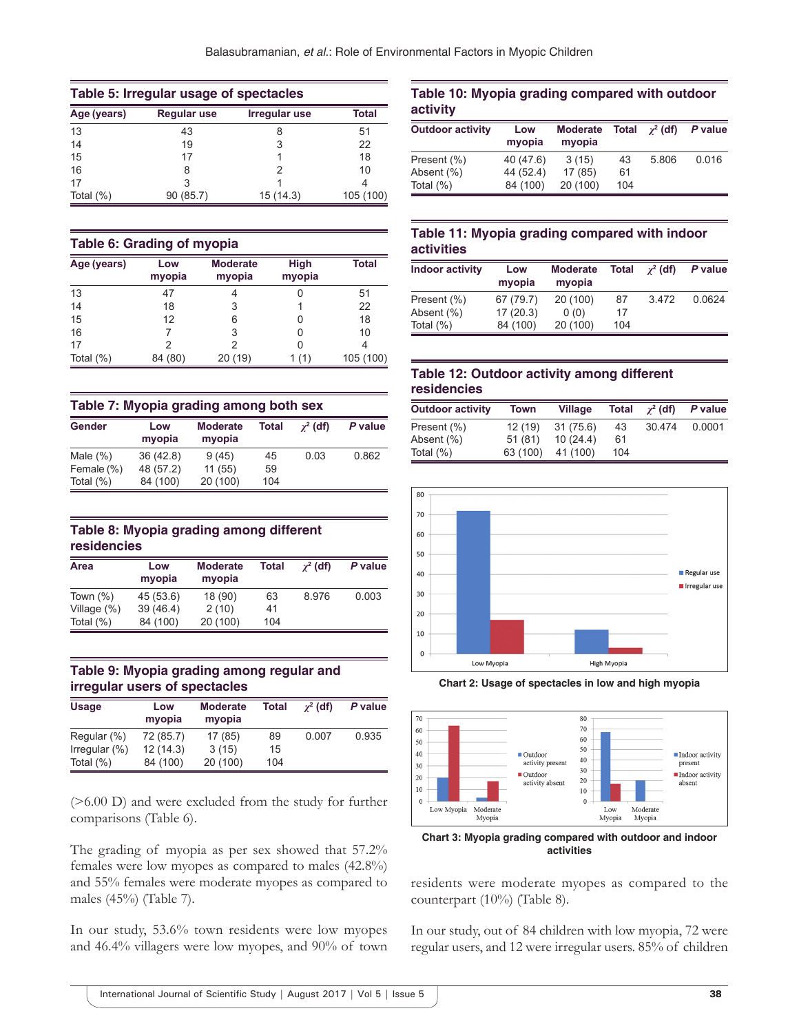**Table 5: Irregular usage of spectacles**

| Age (years) | Regular use | Irregular use | Total |
|---|---|---|---|
| 13 | 43 | 8 | 51 |
| 14 | 19 | 3 | 22 |
| 15 | 17 | 1 | 18 |
| 16 | 8 | 2 | 10 |
| 17 | 3 | 1 | 4 |
| Total (%) | 90 (85.7) | 15 (14.3) | 105 (100) |

**Table 6: Grading of myopia**

| Age (years) | Low myopia | Moderate myopia | High myopia | Total |
|---|---|---|---|---|
| 13 | 47 | 4 | 0 | 51 |
| 14 | 18 | 3 | 1 | 22 |
| 15 | 12 | 6 | 0 | 18 |
| 16 | 7 | 3 | 0 | 10 |
| 17 | 2 | 2 | 0 | 4 |
| Total (%) | 84 (80) | 20 (19) | 1 (1) | 105 (100) |

**Table 7: Myopia grading among both sex**

| Gender | Low myopia | Moderate myopia | Total | $\chi^2$ (df) | *P* value |
|---|---|---|---|---|---|
| Male (%) | 36 (42.8) | 9 (45) | 45 | 0.03 | 0.862 |
| Female (%) | 48 (57.2) | 11 (55) | 59 | | |
| Total (%) | 84 (100) | 20 (100) | 104 | | |

**Table 8: Myopia grading among different residencies**

| Area | Low myopia | Moderate myopia | Total | $\chi^2$ (df) | *P* value |
|---|---|---|---|---|---|
| Town (%) | 45 (53.6) | 18 (90) | 63 | 8.976 | 0.003 |
| Village (%) | 39 (46.4) | 2 (10) | 41 | | |
| Total (%) | 84 (100) | 20 (100) | 104 | | |

**Table 9: Myopia grading among regular and irregular users of spectacles**

| Usage | Low myopia | Moderate myopia | Total | $\chi^2$ (df) | *P* value |
|---|---|---|---|---|---|
| Regular (%) | 72 (85.7) | 17 (85) | 89 | 0.007 | 0.935 |
| Irregular (%) | 12 (14.3) | 3 (15) | 15 | | |
| Total (%) | 84 (100) | 20 (100) | 104 | | |

(>6.00 D) and were excluded from the study for further comparisons (Table 6).

The grading of myopia as per sex showed that 57.2% females were low myopes as compared to males (42.8%) and 55% females were moderate myopes as compared to males (45%) (Table 7).

In our study, 53.6% town residents were low myopes and 46.4% villagers were low myopes, and 90% of town residents were moderate myopes as compared to the counterpart (10%) (Table 8).

In our study, out of 84 children with low myopia, 72 were regular users, and 12 were irregular users. 85% of children

**Table 10: Myopia grading compared with outdoor activity**

| Outdoor activity | Low myopia | Moderate myopia | Total | $\chi^2$ (df) | *P* value |
|---|---|---|---|---|---|
| Present (%) | 40 (47.6) | 3 (15) | 43 | 5.806 | 0.016 |
| Absent (%) | 44 (52.4) | 17 (85) | 61 | | |
| Total (%) | 84 (100) | 20 (100) | 104 | | |

**Table 11: Myopia grading compared with indoor activities**

| Indoor activity | Low myopia | Moderate myopia | Total | $\chi^2$ (df) | *P* value |
|---|---|---|---|---|---|
| Present (%) | 67 (79.7) | 20 (100) | 87 | 3.472 | 0.0624 |
| Absent (%) | 17 (20.3) | 0 (0) | 17 | | |
| Total (%) | 84 (100) | 20 (100) | 104 | | |

**Table 12: Outdoor activity among different residencies**

| Outdoor activity | Town | Village | Total | $\chi^2$ (df) | *P* value |
|---|---|---|---|---|---|
| Present (%) | 12 (19) | 31 (75.6) | 43 | 30.474 | 0.0001 |
| Absent (%) | 51 (81) | 10 (24.4) | 61 | | |
| Total (%) | 63 (100) | 41 (100) | 104 | | |

**Chart 2: Usage of spectacles in low and high myopia**

**Chart 3: Myopia grading compared with outdoor and indoor activities**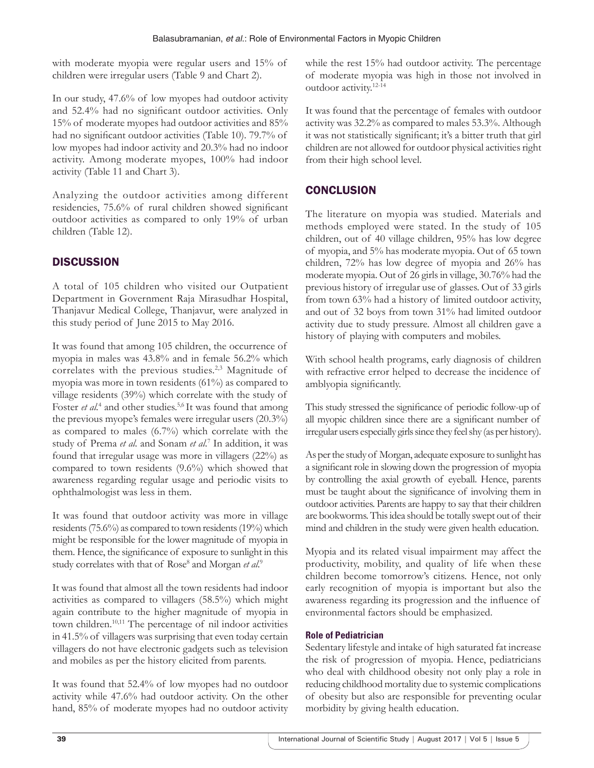with moderate myopia were regular users and 15% of children were irregular users (Table 9 and Chart 2).

In our study, 47.6% of low myopes had outdoor activity and 52.4% had no significant outdoor activities. Only 15% of moderate myopes had outdoor activities and 85% had no significant outdoor activities (Table 10). 79.7% of low myopes had indoor activity and 20.3% had no indoor activity. Among moderate myopes, 100% had indoor activity (Table 11 and Chart 3).

Analyzing the outdoor activities among different residencies, 75.6% of rural children showed significant outdoor activities as compared to only 19% of urban children (Table 12).

## DISCUSSION

A total of 105 children who visited our Outpatient Department in Government Raja Mirasudhar Hospital, Thanjavur Medical College, Thanjavur, were analyzed in this study period of June 2015 to May 2016.

It was found that among 105 children, the occurrence of myopia in males was 43.8% and in female 56.2% which correlates with the previous studies.[2,3] Magnitude of myopia was more in town residents (61%) as compared to village residents (39%) which correlate with the study of Foster *et al*.[4] and other studies.[5,6] It was found that among the previous myope's females were irregular users (20.3%) as compared to males (6.7%) which correlate with the study of Prema *et al*. and Sonam *et al*.[7] In addition, it was found that irregular usage was more in villagers (22%) as compared to town residents (9.6%) which showed that awareness regarding regular usage and periodic visits to ophthalmologist was less in them.

It was found that outdoor activity was more in village residents (75.6%) as compared to town residents (19%) which might be responsible for the lower magnitude of myopia in them. Hence, the significance of exposure to sunlight in this study correlates with that of Rose[8] and Morgan *et al*.[9]

It was found that almost all the town residents had indoor activities as compared to villagers (58.5%) which might again contribute to the higher magnitude of myopia in town children.[10,11] The percentage of nil indoor activities in 41.5% of villagers was surprising that even today certain villagers do not have electronic gadgets such as television and mobiles as per the history elicited from parents.

It was found that 52.4% of low myopes had no outdoor activity while 47.6% had outdoor activity. On the other hand, 85% of moderate myopes had no outdoor activity while the rest 15% had outdoor activity. The percentage of moderate myopia was high in those not involved in outdoor activity.[12-14]

It was found that the percentage of females with outdoor activity was 32.2% as compared to males 53.3%. Although it was not statistically significant; it's a bitter truth that girl children are not allowed for outdoor physical activities right from their high school level.

## CONCLUSION

The literature on myopia was studied. Materials and methods employed were stated. In the study of 105 children, out of 40 village children, 95% has low degree of myopia, and 5% has moderate myopia. Out of 65 town children, 72% has low degree of myopia and 26% has moderate myopia. Out of 26 girls in village, 30.76% had the previous history of irregular use of glasses. Out of 33 girls from town 63% had a history of limited outdoor activity, and out of 32 boys from town 31% had limited outdoor activity due to study pressure. Almost all children gave a history of playing with computers and mobiles.

With school health programs, early diagnosis of children with refractive error helped to decrease the incidence of amblyopia significantly.

This study stressed the significance of periodic follow-up of all myopic children since there are a significant number of irregular users especially girls since they feel shy (as per history).

As per the study of Morgan, adequate exposure to sunlight has a significant role in slowing down the progression of myopia by controlling the axial growth of eyeball. Hence, parents must be taught about the significance of involving them in outdoor activities. Parents are happy to say that their children are bookworms. This idea should be totally swept out of their mind and children in the study were given health education.

Myopia and its related visual impairment may affect the productivity, mobility, and quality of life when these children become tomorrow's citizens. Hence, not only early recognition of myopia is important but also the awareness regarding its progression and the influence of environmental factors should be emphasized.

### Role of Pediatrician

Sedentary lifestyle and intake of high saturated fat increase the risk of progression of myopia. Hence, pediatricians who deal with childhood obesity not only play a role in reducing childhood mortality due to systemic complications of obesity but also are responsible for preventing ocular morbidity by giving health education.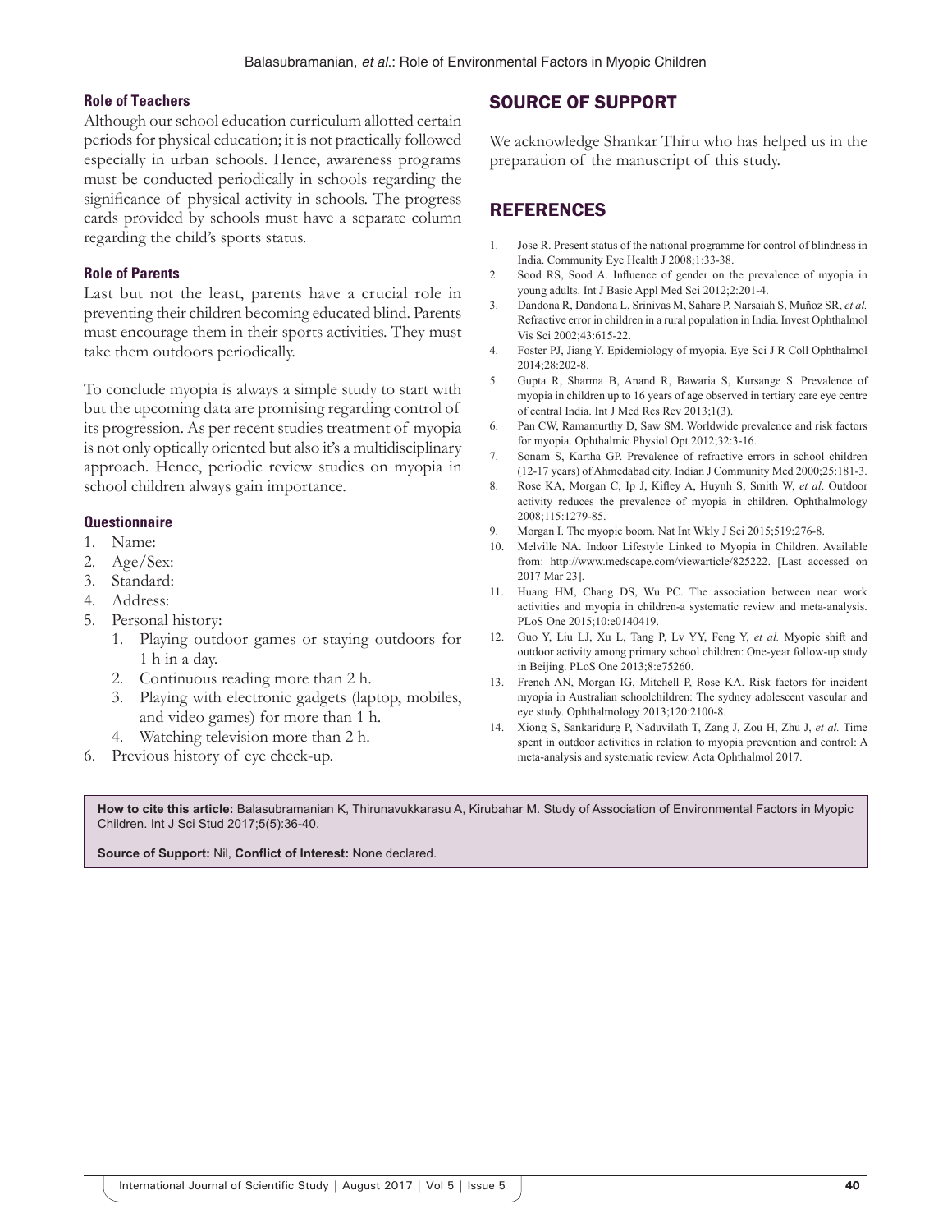### Role of Teachers

Although our school education curriculum allotted certain periods for physical education; it is not practically followed especially in urban schools. Hence, awareness programs must be conducted periodically in schools regarding the significance of physical activity in schools. The progress cards provided by schools must have a separate column regarding the child's sports status.

### Role of Parents

Last but not the least, parents have a crucial role in preventing their children becoming educated blind. Parents must encourage them in their sports activities. They must take them outdoors periodically.

To conclude myopia is always a simple study to start with but the upcoming data are promising regarding control of its progression. As per recent studies treatment of myopia is not only optically oriented but also it's a multidisciplinary approach. Hence, periodic review studies on myopia in school children always gain importance.

### Questionnaire

1. Name:
2. Age/Sex:
3. Standard:
4. Address:
5. Personal history:
    1. Playing outdoor games or staying outdoors for 1 h in a day.
    2. Continuous reading more than 2 h.
    3. Playing with electronic gadgets (laptop, mobiles, and video games) for more than 1 h.
    4. Watching television more than 2 h.
6. Previous history of eye check-up.

## SOURCE OF SUPPORT

We acknowledge Shankar Thiru who has helped us in the preparation of the manuscript of this study.

## REFERENCES

1. Jose R. Present status of the national programme for control of blindness in India. Community Eye Health J 2008;1:33-38.
2. Sood RS, Sood A. Influence of gender on the prevalence of myopia in young adults. Int J Basic Appl Med Sci 2012;2:201-4.
3. Dandona R, Dandona L, Srinivas M, Sahare P, Narsaiah S, Muñoz SR, *et al.* Refractive error in children in a rural population in India. Invest Ophthalmol Vis Sci 2002;43:615-22.
4. Foster PJ, Jiang Y. Epidemiology of myopia. Eye Sci J R Coll Ophthalmol 2014;28:202-8.
5. Gupta R, Sharma B, Anand R, Bawaria S, Kursange S. Prevalence of myopia in children up to 16 years of age observed in tertiary care eye centre of central India. Int J Med Res Rev 2013;1(3).
6. Pan CW, Ramamurthy D, Saw SM. Worldwide prevalence and risk factors for myopia. Ophthalmic Physiol Opt 2012;32:3-16.
7. Sonam S, Kartha GP. Prevalence of refractive errors in school children (12-17 years) of Ahmedabad city. Indian J Community Med 2000;25:181-3.
8. Rose KA, Morgan C, Ip J, Kifley A, Huynh S, Smith W, *et al*. Outdoor activity reduces the prevalence of myopia in children. Ophthalmology 2008;115:1279-85.
9. Morgan I. The myopic boom. Nat Int Wkly J Sci 2015;519:276-8.
10. Melville NA. Indoor Lifestyle Linked to Myopia in Children. Available from: http://www.medscape.com/viewarticle/825222. [Last accessed on 2017 Mar 23].
11. Huang HM, Chang DS, Wu PC. The association between near work activities and myopia in children-a systematic review and meta-analysis. PLoS One 2015;10:e0140419.
12. Guo Y, Liu LJ, Xu L, Tang P, Lv YY, Feng Y, *et al.* Myopic shift and outdoor activity among primary school children: One-year follow-up study in Beijing. PLoS One 2013;8:e75260.
13. French AN, Morgan IG, Mitchell P, Rose KA. Risk factors for incident myopia in Australian schoolchildren: The sydney adolescent vascular and eye study. Ophthalmology 2013;120:2100-8.
14. Xiong S, Sankaridurg P, Naduvilath T, Zang J, Zou H, Zhu J, *et al.* Time spent in outdoor activities in relation to myopia prevention and control: A meta-analysis and systematic review. Acta Ophthalmol 2017.

**How to cite this article:** Balasubramanian K, Thirunavukkarasu A, Kirubahar M. Study of Association of Environmental Factors in Myopic Children. Int J Sci Stud 2017;5(5):36-40.

**Source of Support:** Nil, **Conflict of Interest:** None declared.